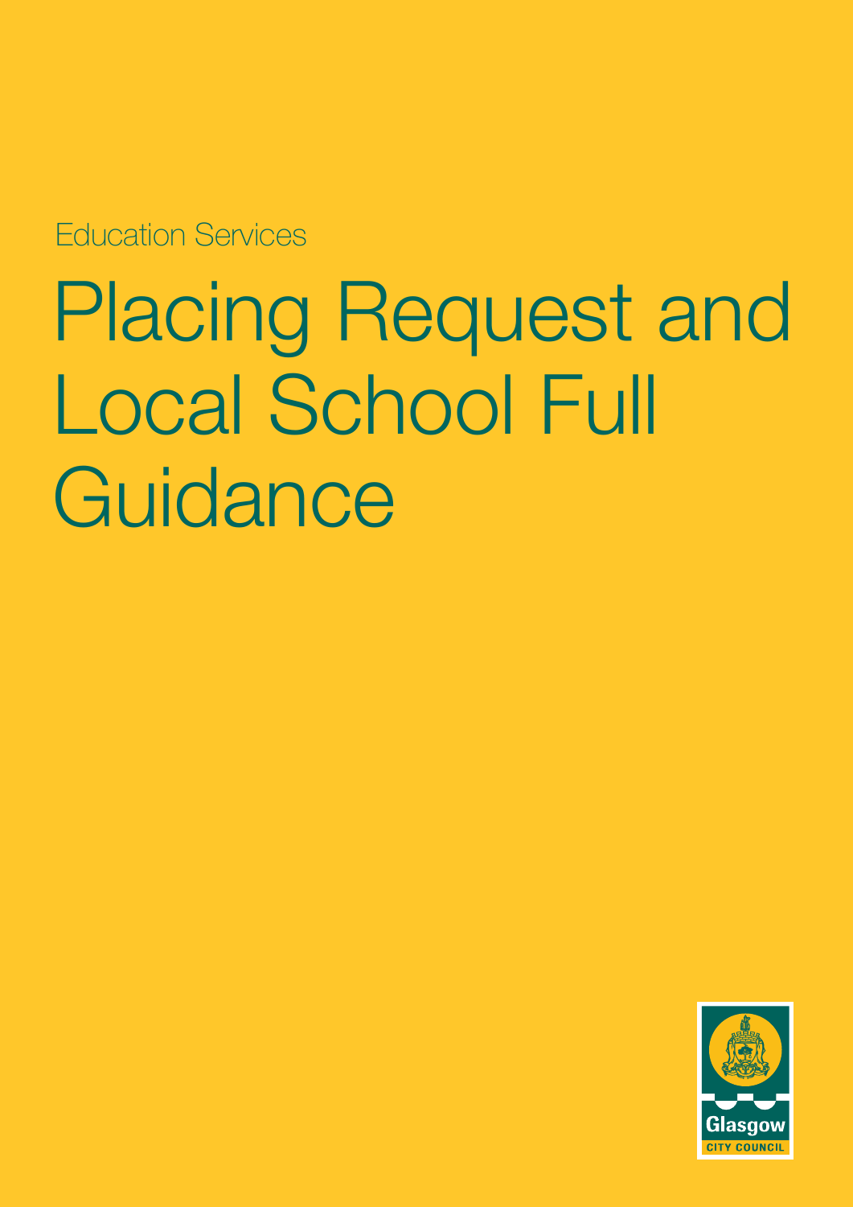Education Services

# Placing Request and Local School Full Guidance

Glasgow
CITY COUNCIL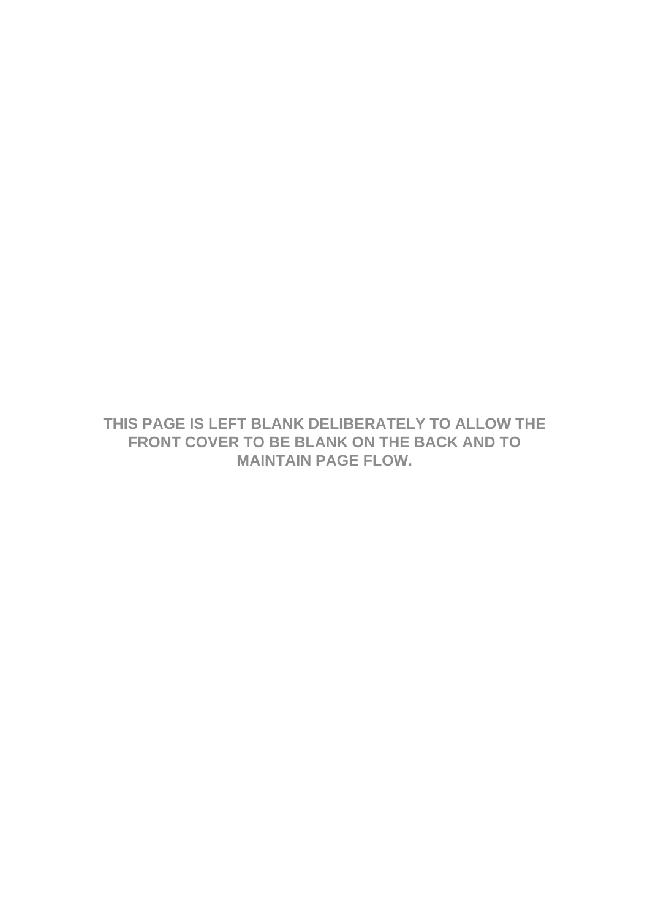**THIS PAGE IS LEFT BLANK DELIBERATELY TO ALLOW THE FRONT COVER TO BE BLANK ON THE BACK AND TO MAINTAIN PAGE FLOW.**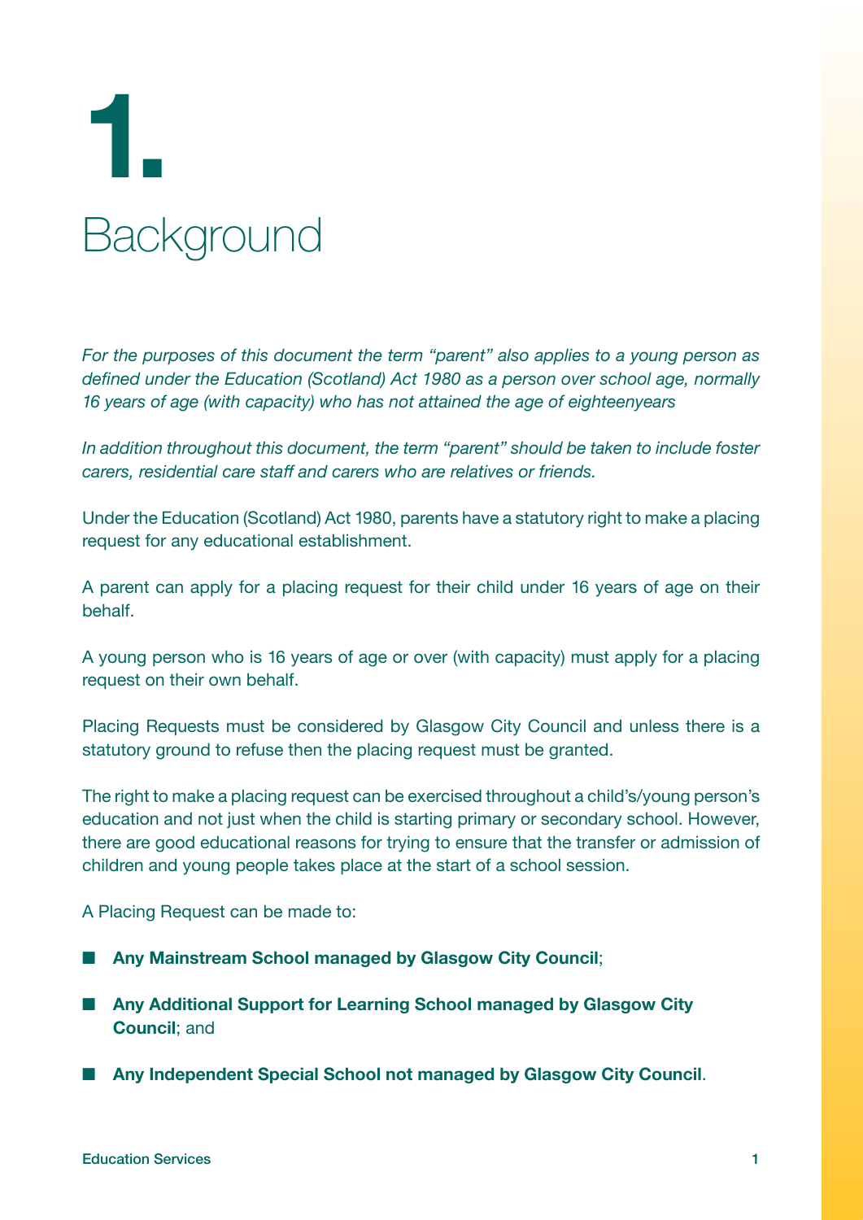# 1. Background

*For the purposes of this document the term "parent" also applies to a young person as defined under the Education (Scotland) Act 1980 as a person over school age, normally 16 years of age (with capacity) who has not attained the age of eighteenyears*

*In addition throughout this document, the term "parent" should be taken to include foster carers, residential care staff and carers who are relatives or friends.*

Under the Education (Scotland) Act 1980, parents have a statutory right to make a placing request for any educational establishment.

A parent can apply for a placing request for their child under 16 years of age on their behalf.

A young person who is 16 years of age or over (with capacity) must apply for a placing request on their own behalf.

Placing Requests must be considered by Glasgow City Council and unless there is a statutory ground to refuse then the placing request must be granted.

The right to make a placing request can be exercised throughout a child's/young person's education and not just when the child is starting primary or secondary school. However, there are good educational reasons for trying to ensure that the transfer or admission of children and young people takes place at the start of a school session.

A Placing Request can be made to:

- **Any Mainstream School managed by Glasgow City Council**;
- **Any Additional Support for Learning School managed by Glasgow City Council**; and
- **Any Independent Special School not managed by Glasgow City Council**.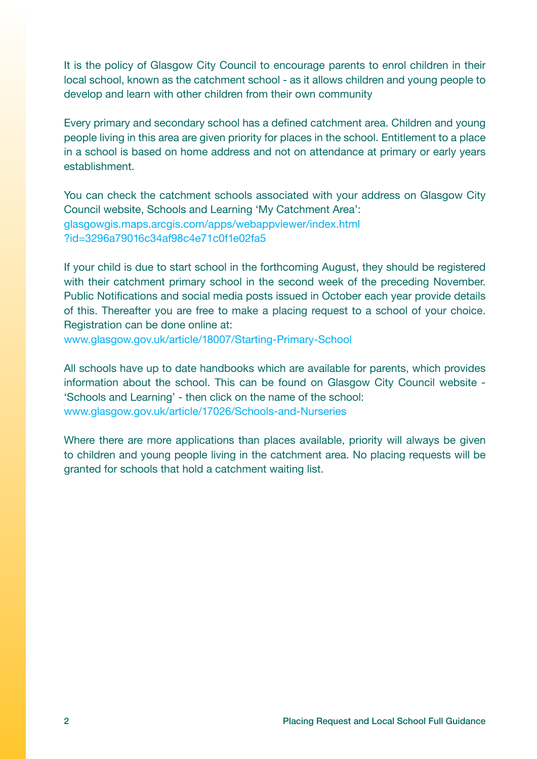It is the policy of Glasgow City Council to encourage parents to enrol children in their local school, known as the catchment school - as it allows children and young people to develop and learn with other children from their own community

Every primary and secondary school has a defined catchment area. Children and young people living in this area are given priority for places in the school. Entitlement to a place in a school is based on home address and not on attendance at primary or early years establishment.

You can check the catchment schools associated with your address on Glasgow City Council website, Schools and Learning 'My Catchment Area':
glasgowgis.maps.arcgis.com/apps/webappviewer/index.html?id=3296a79016c34af98c4e71c0f1e02fa5

If your child is due to start school in the forthcoming August, they should be registered with their catchment primary school in the second week of the preceding November. Public Notifications and social media posts issued in October each year provide details of this. Thereafter you are free to make a placing request to a school of your choice. Registration can be done online at:
www.glasgow.gov.uk/article/18007/Starting-Primary-School

All schools have up to date handbooks which are available for parents, which provides information about the school. This can be found on Glasgow City Council website - 'Schools and Learning' - then click on the name of the school:
www.glasgow.gov.uk/article/17026/Schools-and-Nurseries

Where there are more applications than places available, priority will always be given to children and young people living in the catchment area. No placing requests will be granted for schools that hold a catchment waiting list.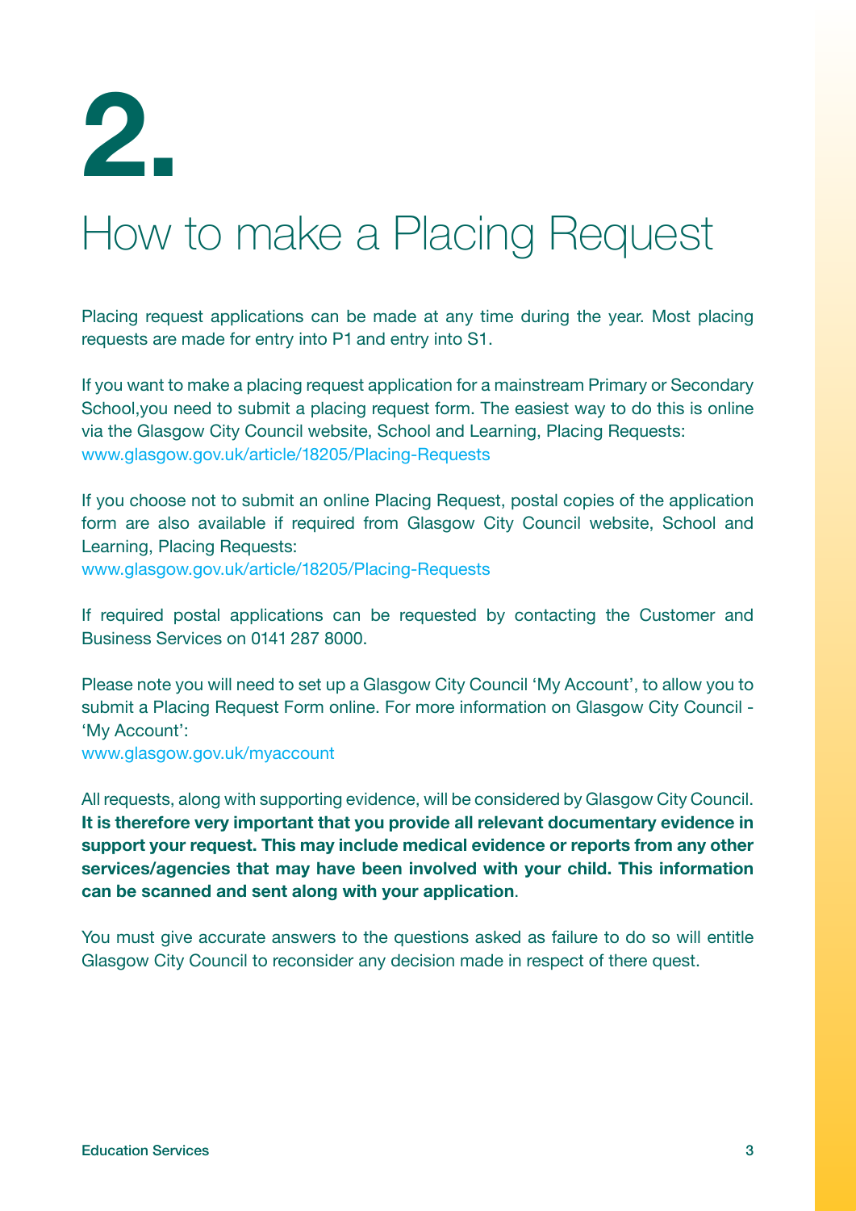# 2.

## How to make a Placing Request

Placing request applications can be made at any time during the year. Most placing requests are made for entry into P1 and entry into S1.

If you want to make a placing request application for a mainstream Primary or Secondary School,you need to submit a placing request form. The easiest way to do this is online via the Glasgow City Council website, School and Learning, Placing Requests:
www.glasgow.gov.uk/article/18205/Placing-Requests

If you choose not to submit an online Placing Request, postal copies of the application form are also available if required from Glasgow City Council website, School and Learning, Placing Requests:
www.glasgow.gov.uk/article/18205/Placing-Requests

If required postal applications can be requested by contacting the Customer and Business Services on 0141 287 8000.

Please note you will need to set up a Glasgow City Council 'My Account', to allow you to submit a Placing Request Form online. For more information on Glasgow City Council - 'My Account':
www.glasgow.gov.uk/myaccount

All requests, along with supporting evidence, will be considered by Glasgow City Council. **It is therefore very important that you provide all relevant documentary evidence in support your request. This may include medical evidence or reports from any other services/agencies that may have been involved with your child. This information can be scanned and sent along with your application**.

You must give accurate answers to the questions asked as failure to do so will entitle Glasgow City Council to reconsider any decision made in respect of there quest.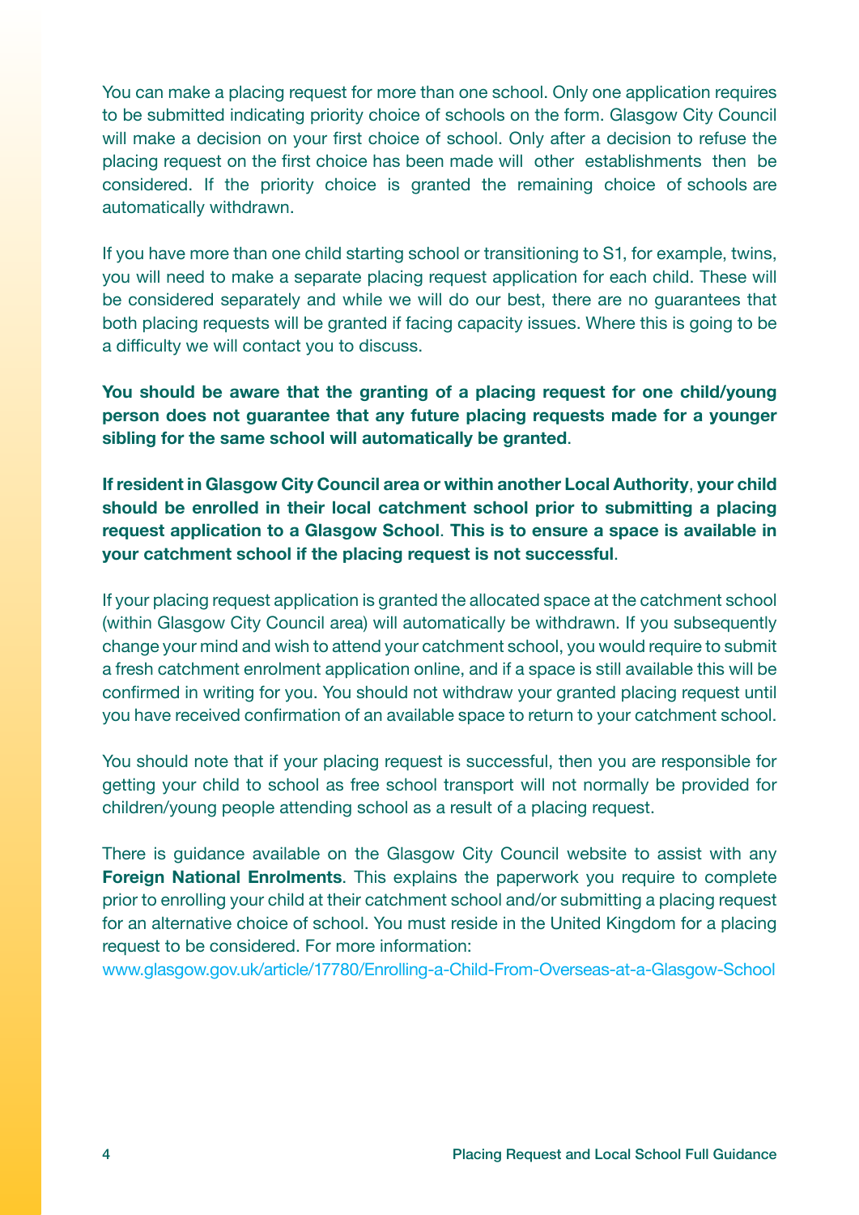You can make a placing request for more than one school. Only one application requires to be submitted indicating priority choice of schools on the form. Glasgow City Council will make a decision on your first choice of school. Only after a decision to refuse the placing request on the first choice has been made will other establishments then be considered. If the priority choice is granted the remaining choice of schools are automatically withdrawn.

If you have more than one child starting school or transitioning to S1, for example, twins, you will need to make a separate placing request application for each child. These will be considered separately and while we will do our best, there are no guarantees that both placing requests will be granted if facing capacity issues. Where this is going to be a difficulty we will contact you to discuss.

**You should be aware that the granting of a placing request for one child/young person does not guarantee that any future placing requests made for a younger sibling for the same school will automatically be granted**.

**If resident in Glasgow City Council area or within another Local Authority**, **your child should be enrolled in their local catchment school prior to submitting a placing request application to a Glasgow School**. **This is to ensure a space is available in your catchment school if the placing request is not successful**.

If your placing request application is granted the allocated space at the catchment school (within Glasgow City Council area) will automatically be withdrawn. If you subsequently change your mind and wish to attend your catchment school, you would require to submit a fresh catchment enrolment application online, and if a space is still available this will be confirmed in writing for you. You should not withdraw your granted placing request until you have received confirmation of an available space to return to your catchment school.

You should note that if your placing request is successful, then you are responsible for getting your child to school as free school transport will not normally be provided for children/young people attending school as a result of a placing request.

There is guidance available on the Glasgow City Council website to assist with any **Foreign National Enrolments**. This explains the paperwork you require to complete prior to enrolling your child at their catchment school and/or submitting a placing request for an alternative choice of school. You must reside in the United Kingdom for a placing request to be considered. For more information:
www.glasgow.gov.uk/article/17780/Enrolling-a-Child-From-Overseas-at-a-Glasgow-School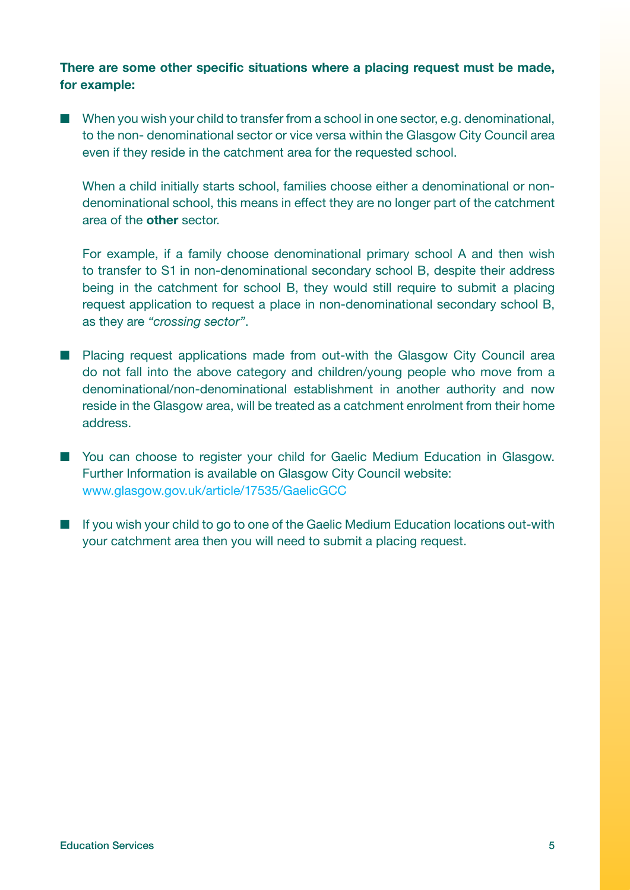**There are some other specific situations where a placing request must be made, for example:**

- When you wish your child to transfer from a school in one sector, e.g. denominational, to the non- denominational sector or vice versa within the Glasgow City Council area even if they reside in the catchment area for the requested school.

  When a child initially starts school, families choose either a denominational or non-denominational school, this means in effect they are no longer part of the catchment area of the **other** sector.

  For example, if a family choose denominational primary school A and then wish to transfer to S1 in non-denominational secondary school B, despite their address being in the catchment for school B, they would still require to submit a placing request application to request a place in non-denominational secondary school B, as they are *"crossing sector"*.

- Placing request applications made from out-with the Glasgow City Council area do not fall into the above category and children/young people who move from a denominational/non-denominational establishment in another authority and now reside in the Glasgow area, will be treated as a catchment enrolment from their home address.

- You can choose to register your child for Gaelic Medium Education in Glasgow. Further Information is available on Glasgow City Council website: www.glasgow.gov.uk/article/17535/GaelicGCC

- If you wish your child to go to one of the Gaelic Medium Education locations out-with your catchment area then you will need to submit a placing request.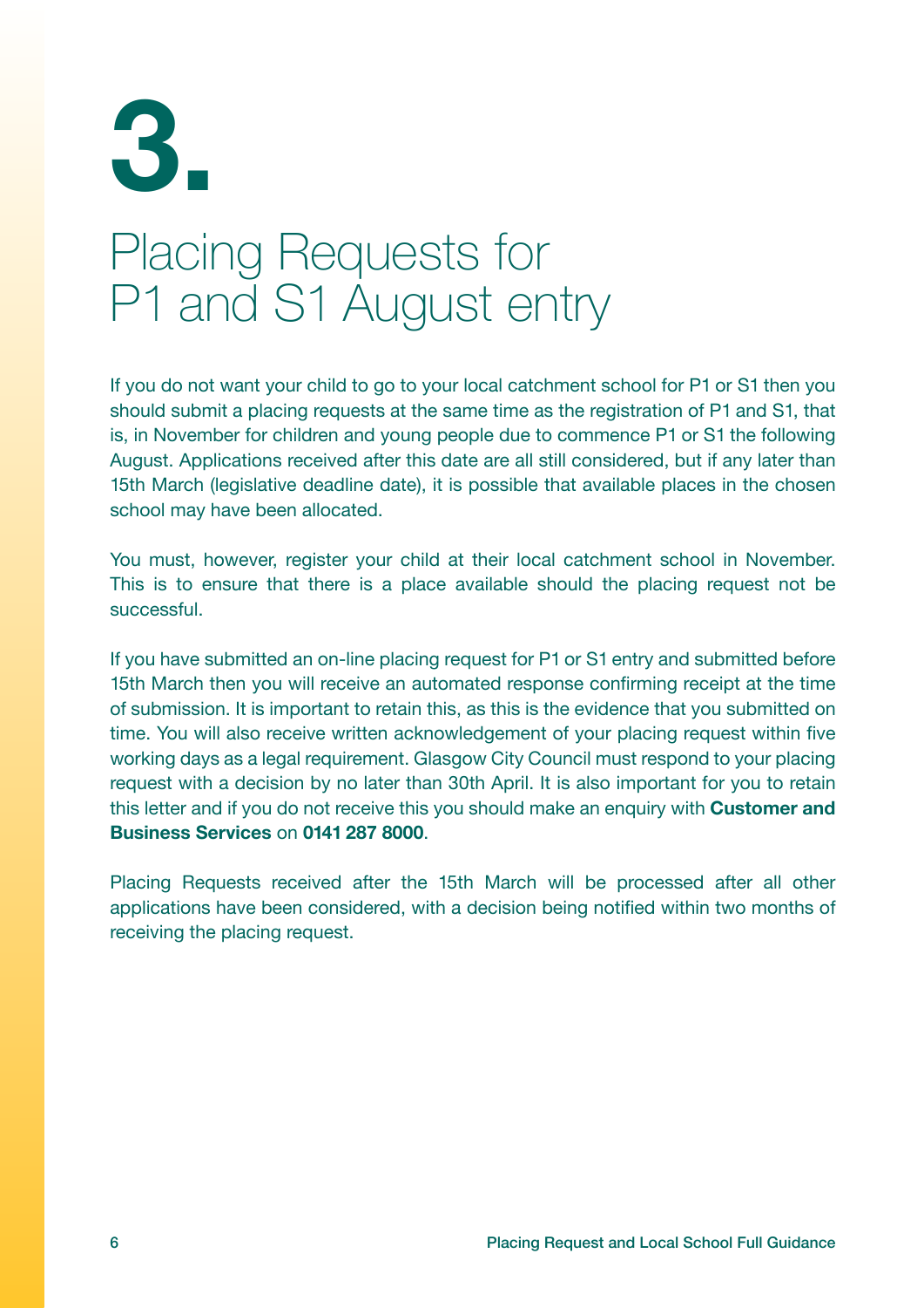# 3.

# Placing Requests for P1 and S1 August entry

If you do not want your child to go to your local catchment school for P1 or S1 then you should submit a placing requests at the same time as the registration of P1 and S1, that is, in November for children and young people due to commence P1 or S1 the following August. Applications received after this date are all still considered, but if any later than 15th March (legislative deadline date), it is possible that available places in the chosen school may have been allocated.

You must, however, register your child at their local catchment school in November. This is to ensure that there is a place available should the placing request not be successful.

If you have submitted an on-line placing request for P1 or S1 entry and submitted before 15th March then you will receive an automated response confirming receipt at the time of submission. It is important to retain this, as this is the evidence that you submitted on time. You will also receive written acknowledgement of your placing request within five working days as a legal requirement. Glasgow City Council must respond to your placing request with a decision by no later than 30th April. It is also important for you to retain this letter and if you do not receive this you should make an enquiry with **Customer and Business Services** on **0141 287 8000**.

Placing Requests received after the 15th March will be processed after all other applications have been considered, with a decision being notified within two months of receiving the placing request.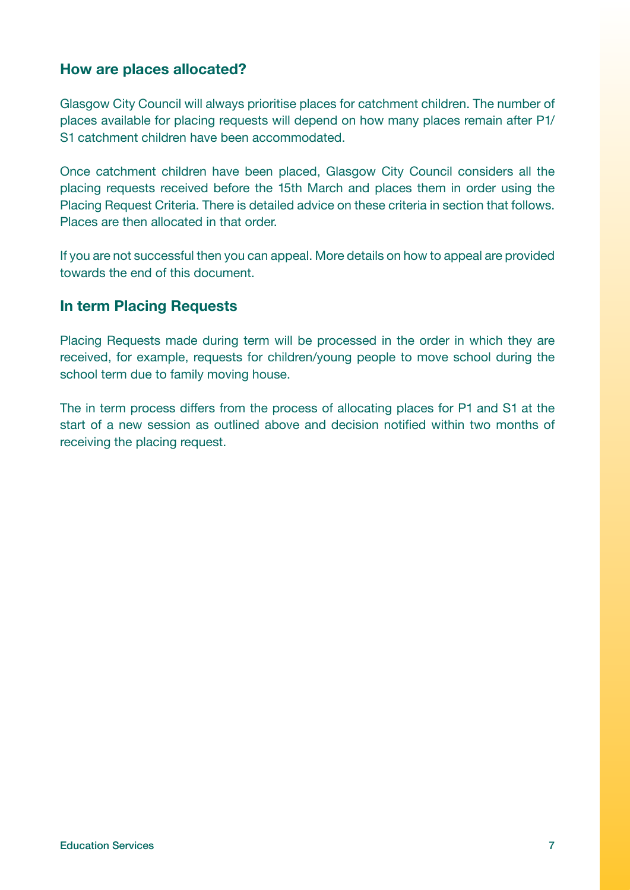## How are places allocated?

Glasgow City Council will always prioritise places for catchment children. The number of places available for placing requests will depend on how many places remain after P1/S1 catchment children have been accommodated.

Once catchment children have been placed, Glasgow City Council considers all the placing requests received before the 15th March and places them in order using the Placing Request Criteria. There is detailed advice on these criteria in section that follows. Places are then allocated in that order.

If you are not successful then you can appeal. More details on how to appeal are provided towards the end of this document.

## In term Placing Requests

Placing Requests made during term will be processed in the order in which they are received, for example, requests for children/young people to move school during the school term due to family moving house.

The in term process differs from the process of allocating places for P1 and S1 at the start of a new session as outlined above and decision notified within two months of receiving the placing request.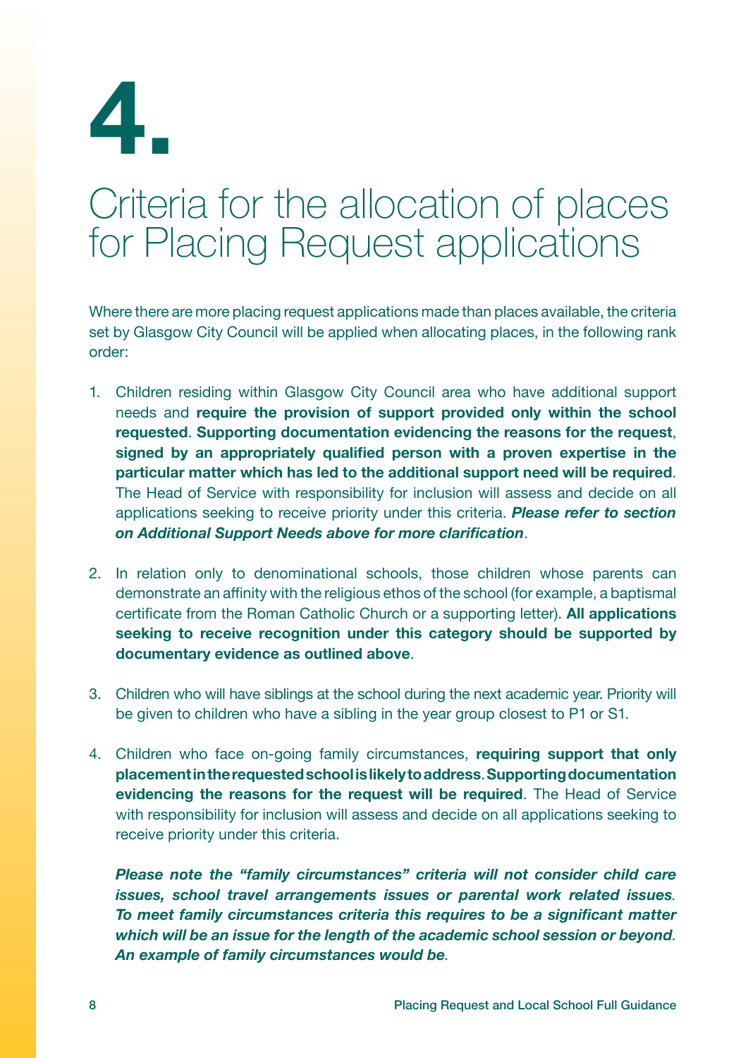# 4.

## Criteria for the allocation of places for Placing Request applications

Where there are more placing request applications made than places available, the criteria set by Glasgow City Council will be applied when allocating places, in the following rank order:

1. Children residing within Glasgow City Council area who have additional support needs and **require the provision of support provided only within the school requested**. **Supporting documentation evidencing the reasons for the request**, **signed by an appropriately qualified person with a proven expertise in the particular matter which has led to the additional support need will be required**. The Head of Service with responsibility for inclusion will assess and decide on all applications seeking to receive priority under this criteria. ***Please refer to section on Additional Support Needs above for more clarification***.

2. In relation only to denominational schools, those children whose parents can demonstrate an affinity with the religious ethos of the school (for example, a baptismal certificate from the Roman Catholic Church or a supporting letter). **All applications seeking to receive recognition under this category should be supported by documentary evidence as outlined above**.

3. Children who will have siblings at the school during the next academic year. Priority will be given to children who have a sibling in the year group closest to P1 or S1.

4. Children who face on-going family circumstances, **requiring support that only placement in the requested school is likely to address**. **Supporting documentation evidencing the reasons for the request will be required**. The Head of Service with responsibility for inclusion will assess and decide on all applications seeking to receive priority under this criteria.

   ***Please note the "family circumstances" criteria will not consider child care issues, school travel arrangements issues or parental work related issues. To meet family circumstances criteria this requires to be a significant matter which will be an issue for the length of the academic school session or beyond. An example of family circumstances would be.***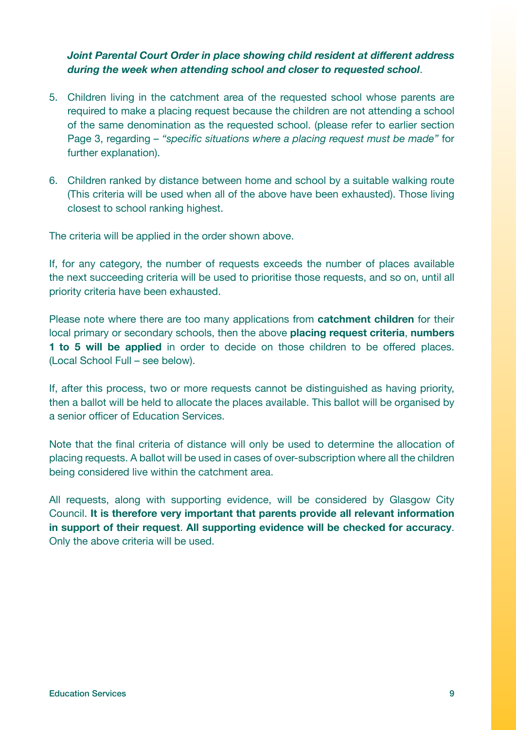***Joint Parental Court Order in place showing child resident at different address during the week when attending school and closer to requested school***.

5. Children living in the catchment area of the requested school whose parents are required to make a placing request because the children are not attending a school of the same denomination as the requested school. (please refer to earlier section Page 3, regarding – *"specific situations where a placing request must be made"* for further explanation).

6. Children ranked by distance between home and school by a suitable walking route (This criteria will be used when all of the above have been exhausted). Those living closest to school ranking highest.

The criteria will be applied in the order shown above.

If, for any category, the number of requests exceeds the number of places available the next succeeding criteria will be used to prioritise those requests, and so on, until all priority criteria have been exhausted.

Please note where there are too many applications from **catchment children** for their local primary or secondary schools, then the above **placing request criteria**, **numbers 1 to 5 will be applied** in order to decide on those children to be offered places. (Local School Full – see below).

If, after this process, two or more requests cannot be distinguished as having priority, then a ballot will be held to allocate the places available. This ballot will be organised by a senior officer of Education Services.

Note that the final criteria of distance will only be used to determine the allocation of placing requests. A ballot will be used in cases of over-subscription where all the children being considered live within the catchment area.

All requests, along with supporting evidence, will be considered by Glasgow City Council. **It is therefore very important that parents provide all relevant information in support of their request**. **All supporting evidence will be checked for accuracy**. Only the above criteria will be used.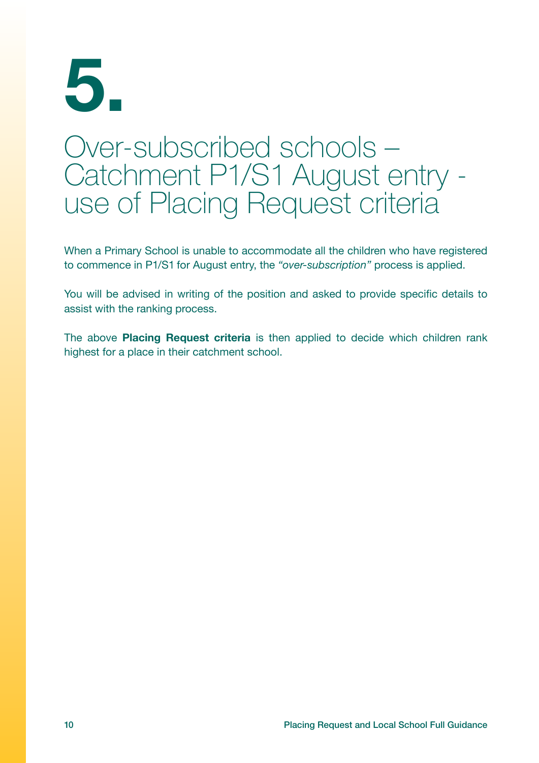# 5.

## Over-subscribed schools – Catchment P1/S1 August entry - use of Placing Request criteria

When a Primary School is unable to accommodate all the children who have registered to commence in P1/S1 for August entry, the *"over-subscription"* process is applied.

You will be advised in writing of the position and asked to provide specific details to assist with the ranking process.

The above **Placing Request criteria** is then applied to decide which children rank highest for a place in their catchment school.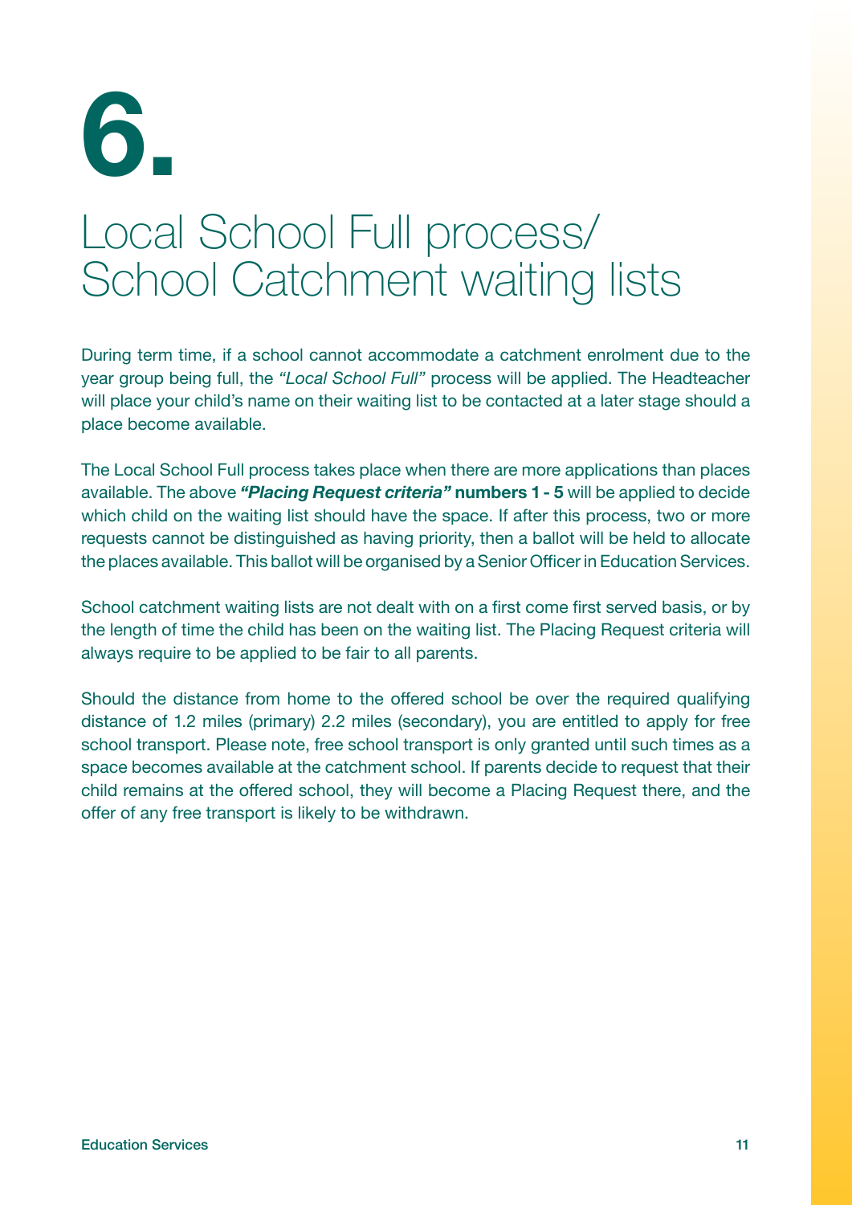# 6. Local School Full process/ School Catchment waiting lists

During term time, if a school cannot accommodate a catchment enrolment due to the year group being full, the *"Local School Full"* process will be applied. The Headteacher will place your child's name on their waiting list to be contacted at a later stage should a place become available.

The Local School Full process takes place when there are more applications than places available. The above ***"Placing Request criteria"*** **numbers 1 - 5** will be applied to decide which child on the waiting list should have the space. If after this process, two or more requests cannot be distinguished as having priority, then a ballot will be held to allocate the places available. This ballot will be organised by a Senior Officer in Education Services.

School catchment waiting lists are not dealt with on a first come first served basis, or by the length of time the child has been on the waiting list. The Placing Request criteria will always require to be applied to be fair to all parents.

Should the distance from home to the offered school be over the required qualifying distance of 1.2 miles (primary) 2.2 miles (secondary), you are entitled to apply for free school transport. Please note, free school transport is only granted until such times as a space becomes available at the catchment school. If parents decide to request that their child remains at the offered school, they will become a Placing Request there, and the offer of any free transport is likely to be withdrawn.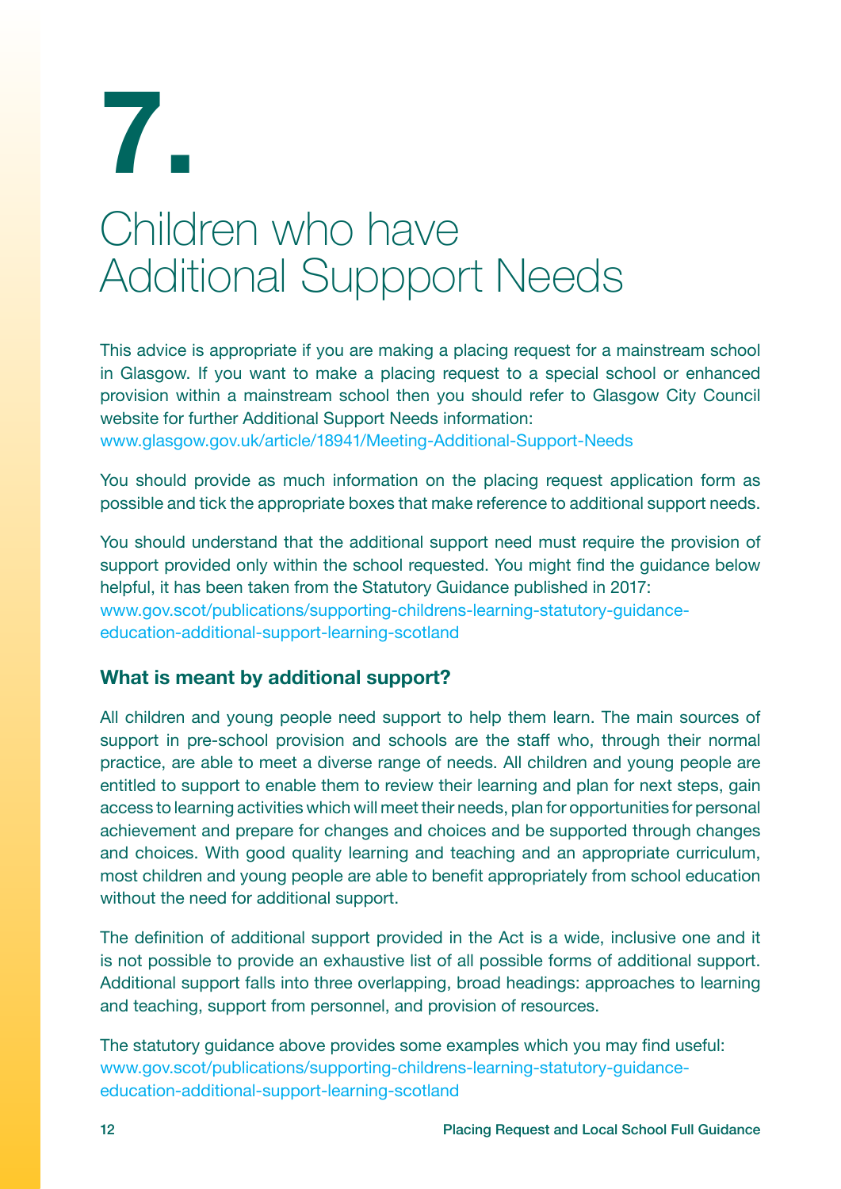# 7.

# Children who have Additional Suppport Needs

This advice is appropriate if you are making a placing request for a mainstream school in Glasgow. If you want to make a placing request to a special school or enhanced provision within a mainstream school then you should refer to Glasgow City Council website for further Additional Support Needs information:
www.glasgow.gov.uk/article/18941/Meeting-Additional-Support-Needs

You should provide as much information on the placing request application form as possible and tick the appropriate boxes that make reference to additional support needs.

You should understand that the additional support need must require the provision of support provided only within the school requested. You might find the guidance below helpful, it has been taken from the Statutory Guidance published in 2017:
www.gov.scot/publications/supporting-childrens-learning-statutory-guidance-education-additional-support-learning-scotland

### What is meant by additional support?

All children and young people need support to help them learn. The main sources of support in pre-school provision and schools are the staff who, through their normal practice, are able to meet a diverse range of needs. All children and young people are entitled to support to enable them to review their learning and plan for next steps, gain access to learning activities which will meet their needs, plan for opportunities for personal achievement and prepare for changes and choices and be supported through changes and choices. With good quality learning and teaching and an appropriate curriculum, most children and young people are able to benefit appropriately from school education without the need for additional support.

The definition of additional support provided in the Act is a wide, inclusive one and it is not possible to provide an exhaustive list of all possible forms of additional support. Additional support falls into three overlapping, broad headings: approaches to learning and teaching, support from personnel, and provision of resources.

The statutory guidance above provides some examples which you may find useful:
www.gov.scot/publications/supporting-childrens-learning-statutory-guidance-education-additional-support-learning-scotland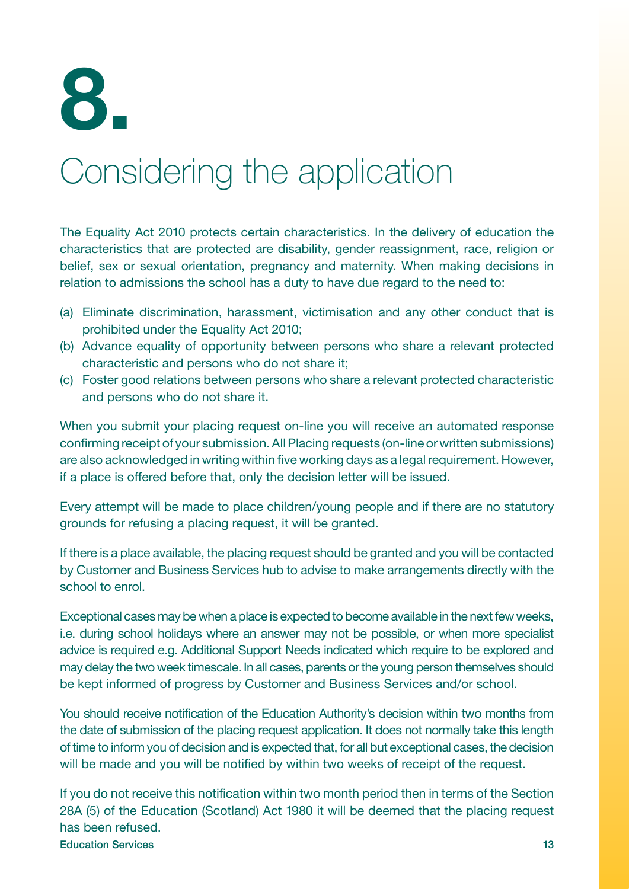# 8.

# Considering the application

The Equality Act 2010 protects certain characteristics. In the delivery of education the characteristics that are protected are disability, gender reassignment, race, religion or belief, sex or sexual orientation, pregnancy and maternity. When making decisions in relation to admissions the school has a duty to have due regard to the need to:

(a) Eliminate discrimination, harassment, victimisation and any other conduct that is prohibited under the Equality Act 2010;
(b) Advance equality of opportunity between persons who share a relevant protected characteristic and persons who do not share it;
(c) Foster good relations between persons who share a relevant protected characteristic and persons who do not share it.

When you submit your placing request on-line you will receive an automated response confirming receipt of your submission. All Placing requests (on-line or written submissions) are also acknowledged in writing within five working days as a legal requirement. However, if a place is offered before that, only the decision letter will be issued.

Every attempt will be made to place children/young people and if there are no statutory grounds for refusing a placing request, it will be granted.

If there is a place available, the placing request should be granted and you will be contacted by Customer and Business Services hub to advise to make arrangements directly with the school to enrol.

Exceptional cases may be when a place is expected to become available in the next few weeks, i.e. during school holidays where an answer may not be possible, or when more specialist advice is required e.g. Additional Support Needs indicated which require to be explored and may delay the two week timescale. In all cases, parents or the young person themselves should be kept informed of progress by Customer and Business Services and/or school.

You should receive notification of the Education Authority's decision within two months from the date of submission of the placing request application. It does not normally take this length of time to inform you of decision and is expected that, for all but exceptional cases, the decision will be made and you will be notified by within two weeks of receipt of the request.

If you do not receive this notification within two month period then in terms of the Section 28A (5) of the Education (Scotland) Act 1980 it will be deemed that the placing request has been refused.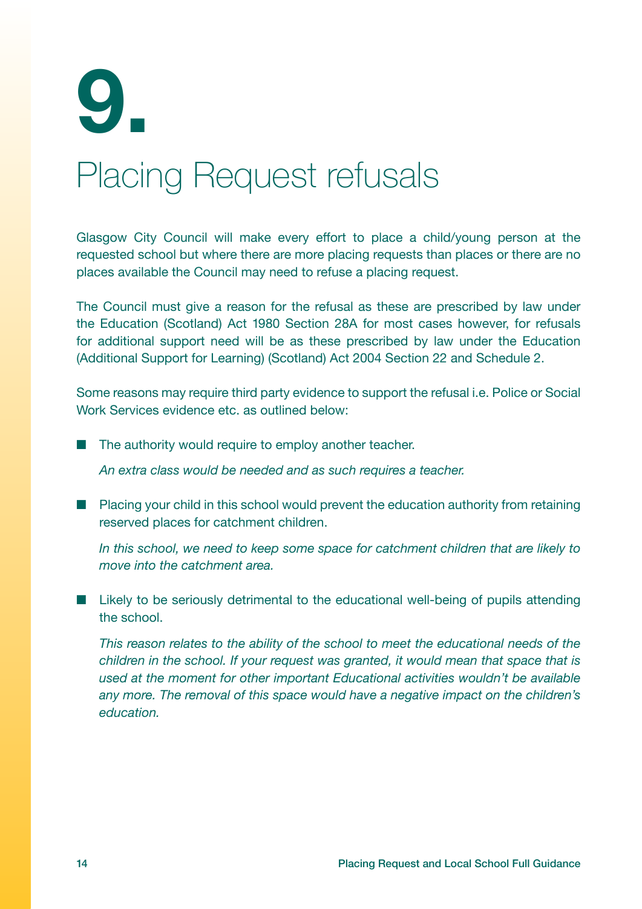# 9. Placing Request refusals

Glasgow City Council will make every effort to place a child/young person at the requested school but where there are more placing requests than places or there are no places available the Council may need to refuse a placing request.

The Council must give a reason for the refusal as these are prescribed by law under the Education (Scotland) Act 1980 Section 28A for most cases however, for refusals for additional support need will be as these prescribed by law under the Education (Additional Support for Learning) (Scotland) Act 2004 Section 22 and Schedule 2.

Some reasons may require third party evidence to support the refusal i.e. Police or Social Work Services evidence etc. as outlined below:

- The authority would require to employ another teacher.

  *An extra class would be needed and as such requires a teacher.*

- Placing your child in this school would prevent the education authority from retaining reserved places for catchment children.

  *In this school, we need to keep some space for catchment children that are likely to move into the catchment area.*

- Likely to be seriously detrimental to the educational well-being of pupils attending the school.

  *This reason relates to the ability of the school to meet the educational needs of the children in the school. If your request was granted, it would mean that space that is used at the moment for other important Educational activities wouldn't be available any more. The removal of this space would have a negative impact on the children's education.*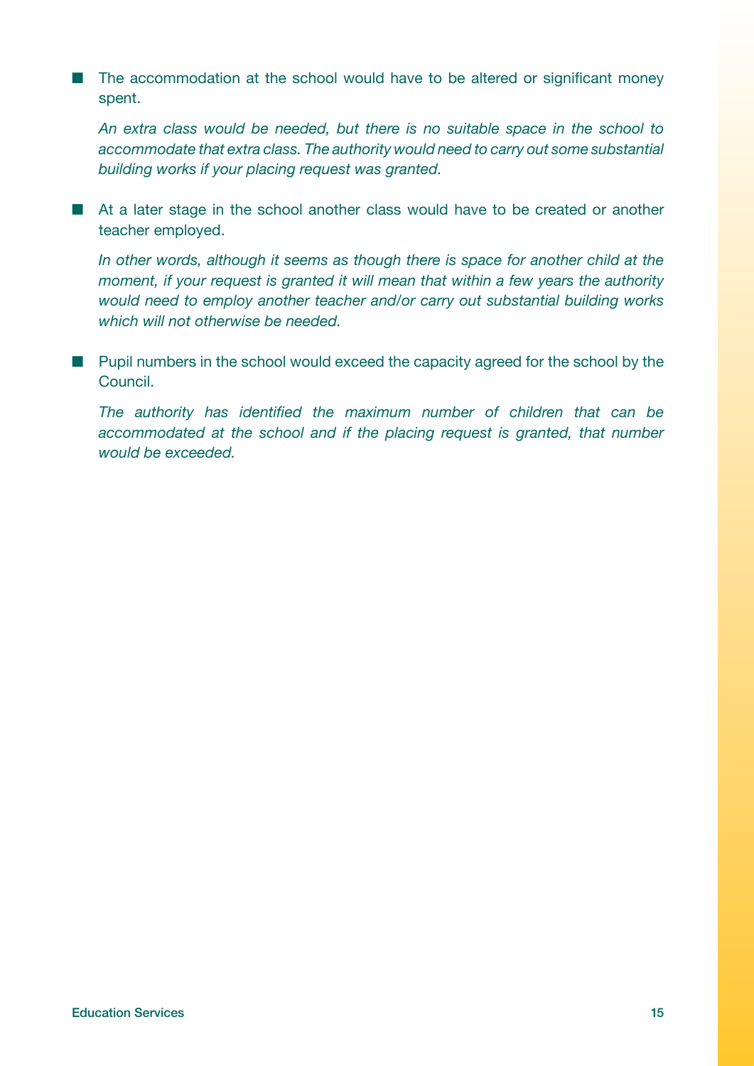- The accommodation at the school would have to be altered or significant money spent.

  *An extra class would be needed, but there is no suitable space in the school to accommodate that extra class. The authority would need to carry out some substantial building works if your placing request was granted.*

- At a later stage in the school another class would have to be created or another teacher employed.

  *In other words, although it seems as though there is space for another child at the moment, if your request is granted it will mean that within a few years the authority would need to employ another teacher and/or carry out substantial building works which will not otherwise be needed.*

- Pupil numbers in the school would exceed the capacity agreed for the school by the Council.

  *The authority has identified the maximum number of children that can be accommodated at the school and if the placing request is granted, that number would be exceeded.*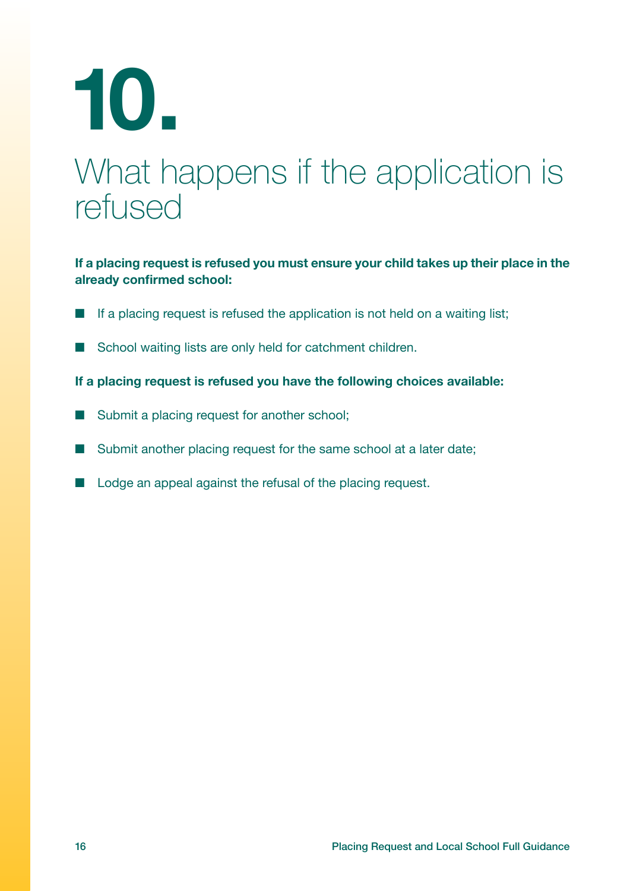# 10. What happens if the application is refused

**If a placing request is refused you must ensure your child takes up their place in the already confirmed school:**

- If a placing request is refused the application is not held on a waiting list;
- School waiting lists are only held for catchment children.

**If a placing request is refused you have the following choices available:**

- Submit a placing request for another school;
- Submit another placing request for the same school at a later date;
- Lodge an appeal against the refusal of the placing request.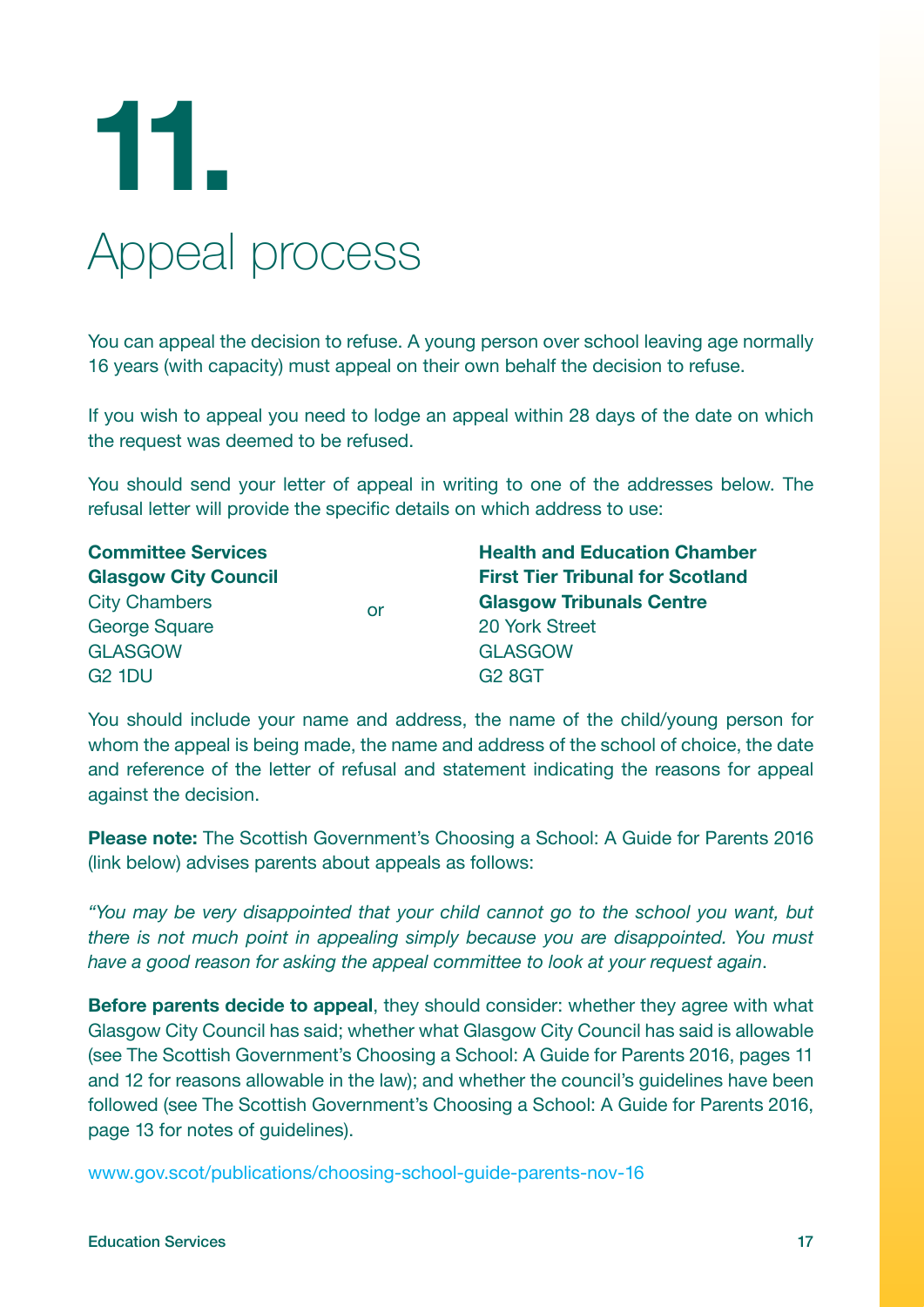# 11.

## Appeal process

You can appeal the decision to refuse. A young person over school leaving age normally 16 years (with capacity) must appeal on their own behalf the decision to refuse.

If you wish to appeal you need to lodge an appeal within 28 days of the date on which the request was deemed to be refused.

You should send your letter of appeal in writing to one of the addresses below. The refusal letter will provide the specific details on which address to use:

**Committee Services**
**Glasgow City Council**
City Chambers
George Square
GLASGOW
G2 1DU

or

**Health and Education Chamber**
**First Tier Tribunal for Scotland**
**Glasgow Tribunals Centre**
20 York Street
GLASGOW
G2 8GT

You should include your name and address, the name of the child/young person for whom the appeal is being made, the name and address of the school of choice, the date and reference of the letter of refusal and statement indicating the reasons for appeal against the decision.

**Please note:** The Scottish Government's Choosing a School: A Guide for Parents 2016 (link below) advises parents about appeals as follows:

*"You may be very disappointed that your child cannot go to the school you want, but there is not much point in appealing simply because you are disappointed. You must have a good reason for asking the appeal committee to look at your request again*.

**Before parents decide to appeal**, they should consider: whether they agree with what Glasgow City Council has said; whether what Glasgow City Council has said is allowable (see The Scottish Government's Choosing a School: A Guide for Parents 2016, pages 11 and 12 for reasons allowable in the law); and whether the council's guidelines have been followed (see The Scottish Government's Choosing a School: A Guide for Parents 2016, page 13 for notes of guidelines).

www.gov.scot/publications/choosing-school-guide-parents-nov-16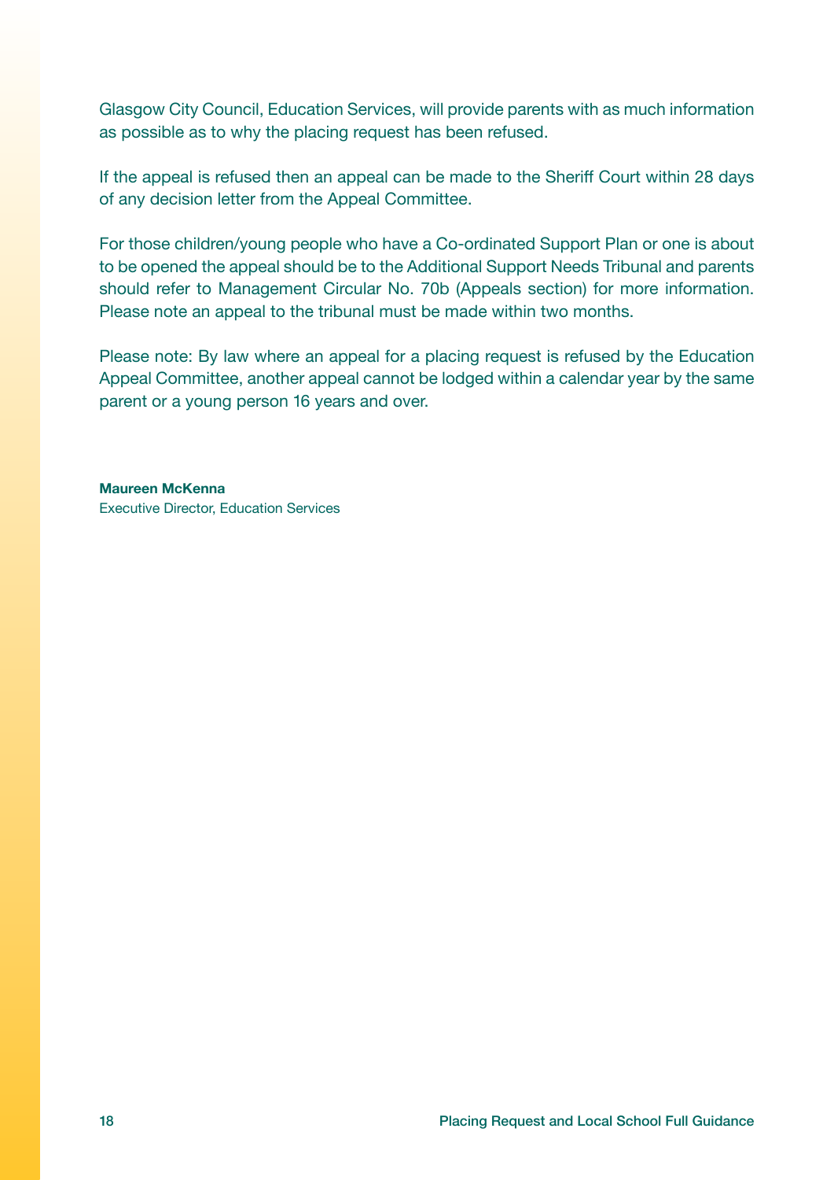Glasgow City Council, Education Services, will provide parents with as much information as possible as to why the placing request has been refused.

If the appeal is refused then an appeal can be made to the Sheriff Court within 28 days of any decision letter from the Appeal Committee.

For those children/young people who have a Co-ordinated Support Plan or one is about to be opened the appeal should be to the Additional Support Needs Tribunal and parents should refer to Management Circular No. 70b (Appeals section) for more information. Please note an appeal to the tribunal must be made within two months.

Please note: By law where an appeal for a placing request is refused by the Education Appeal Committee, another appeal cannot be lodged within a calendar year by the same parent or a young person 16 years and over.

**Maureen McKenna**
Executive Director, Education Services